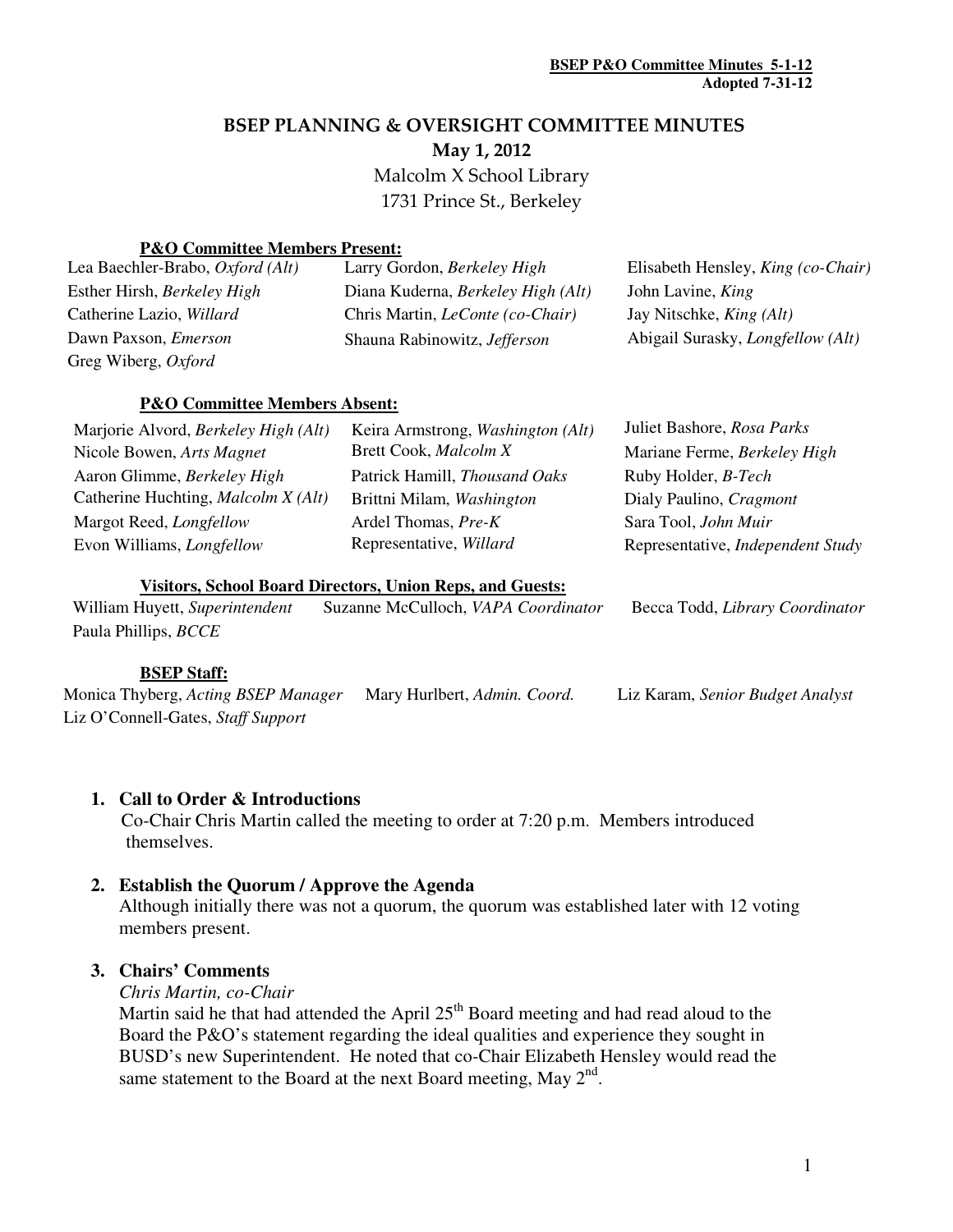# BSEP PLANNING & OVERSIGHT COMMITTEE MINUTES

**May 1, 2012**

Malcolm X School Library
1731 Prince St., Berkeley

**P&O Committee Members Present:**

| | | |
|---|---|---|
| Lea Baechler-Brabo, *Oxford (Alt)* | Larry Gordon, *Berkeley High* | Elisabeth Hensley, *King (co-Chair)* |
| Esther Hirsh, *Berkeley High* | Diana Kuderna, *Berkeley High (Alt)* | John Lavine, *King* |
| Catherine Lazio, *Willard* | Chris Martin, *LeConte (co-Chair)* | Jay Nitschke, *King (Alt)* |
| Dawn Paxson, *Emerson* | Shauna Rabinowitz, *Jefferson* | Abigail Surasky, *Longfellow (Alt)* |
| Greg Wiberg, *Oxford* | | |

**P&O Committee Members Absent:**

| | | |
|---|---|---|
| Marjorie Alvord, *Berkeley High (Alt)* | Keira Armstrong, *Washington (Alt)* | Juliet Bashore, *Rosa Parks* |
| Nicole Bowen, *Arts Magnet* | Brett Cook, *Malcolm X* | Mariane Ferme, *Berkeley High* |
| Aaron Glimme, *Berkeley High* | Patrick Hamill, *Thousand Oaks* | Ruby Holder, *B-Tech* |
| Catherine Huchting, *Malcolm X (Alt)* | Brittni Milam, *Washington* | Dialy Paulino, *Cragmont* |
| Margot Reed, *Longfellow* | Ardel Thomas, *Pre-K* | Sara Tool, *John Muir* |
| Evon Williams, *Longfellow* | Representative, *Willard* | Representative, *Independent Study* |

**Visitors, School Board Directors, Union Reps, and Guests:**

William Huyett, *Superintendent* — Suzanne McCulloch, *VAPA Coordinator* — Becca Todd, *Library Coordinator*
Paula Phillips, *BCCE*

**BSEP Staff:**

Monica Thyberg, *Acting BSEP Manager* — Mary Hurlbert, *Admin. Coord.* — Liz Karam, *Senior Budget Analyst*
Liz O'Connell-Gates, *Staff Support*

1. **Call to Order & Introductions**
   Co-Chair Chris Martin called the meeting to order at 7:20 p.m. Members introduced themselves.

2. **Establish the Quorum / Approve the Agenda**
   Although initially there was not a quorum, the quorum was established later with 12 voting members present.

3. **Chairs' Comments**
   *Chris Martin, co-Chair*
   Martin said he that had attended the April 25th Board meeting and had read aloud to the Board the P&O's statement regarding the ideal qualities and experience they sought in BUSD's new Superintendent. He noted that co-Chair Elizabeth Hensley would read the same statement to the Board at the next Board meeting, May 2nd.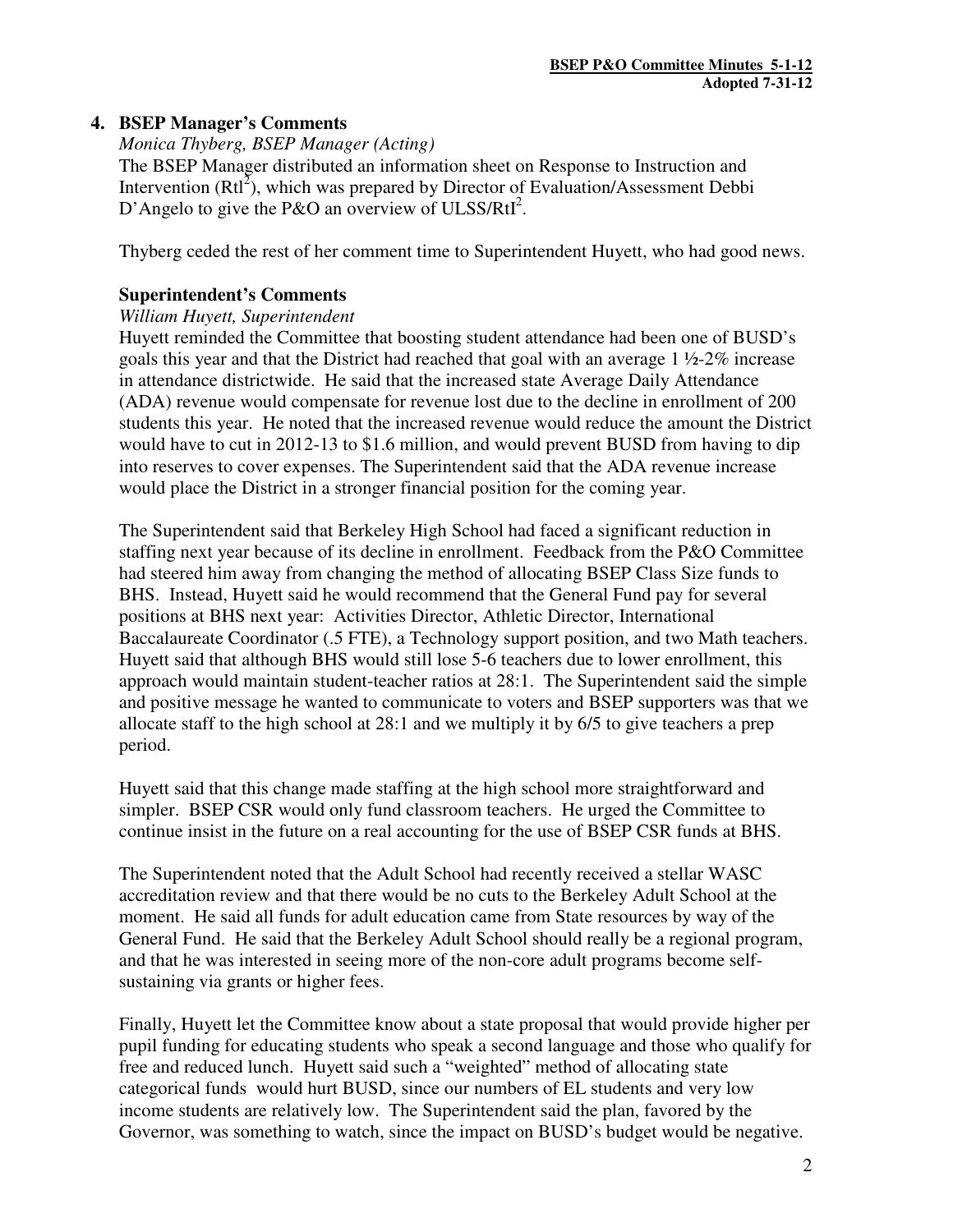## 4. BSEP Manager's Comments

*Monica Thyberg, BSEP Manager (Acting)*

The BSEP Manager distributed an information sheet on Response to Instruction and Intervention ($RtI^2$), which was prepared by Director of Evaluation/Assessment Debbi D'Angelo to give the P&O an overview of ULSS/$RtI^2$.

Thyberg ceded the rest of her comment time to Superintendent Huyett, who had good news.

### Superintendent's Comments

*William Huyett, Superintendent*

Huyett reminded the Committee that boosting student attendance had been one of BUSD's goals this year and that the District had reached that goal with an average 1 ½-2% increase in attendance districtwide. He said that the increased state Average Daily Attendance (ADA) revenue would compensate for revenue lost due to the decline in enrollment of 200 students this year. He noted that the increased revenue would reduce the amount the District would have to cut in 2012-13 to $1.6 million, and would prevent BUSD from having to dip into reserves to cover expenses. The Superintendent said that the ADA revenue increase would place the District in a stronger financial position for the coming year.

The Superintendent said that Berkeley High School had faced a significant reduction in staffing next year because of its decline in enrollment. Feedback from the P&O Committee had steered him away from changing the method of allocating BSEP Class Size funds to BHS. Instead, Huyett said he would recommend that the General Fund pay for several positions at BHS next year: Activities Director, Athletic Director, International Baccalaureate Coordinator (.5 FTE), a Technology support position, and two Math teachers. Huyett said that although BHS would still lose 5-6 teachers due to lower enrollment, this approach would maintain student-teacher ratios at 28:1. The Superintendent said the simple and positive message he wanted to communicate to voters and BSEP supporters was that we allocate staff to the high school at 28:1 and we multiply it by 6/5 to give teachers a prep period.

Huyett said that this change made staffing at the high school more straightforward and simpler. BSEP CSR would only fund classroom teachers. He urged the Committee to continue insist in the future on a real accounting for the use of BSEP CSR funds at BHS.

The Superintendent noted that the Adult School had recently received a stellar WASC accreditation review and that there would be no cuts to the Berkeley Adult School at the moment. He said all funds for adult education came from State resources by way of the General Fund. He said that the Berkeley Adult School should really be a regional program, and that he was interested in seeing more of the non-core adult programs become self-sustaining via grants or higher fees.

Finally, Huyett let the Committee know about a state proposal that would provide higher per pupil funding for educating students who speak a second language and those who qualify for free and reduced lunch. Huyett said such a "weighted" method of allocating state categorical funds would hurt BUSD, since our numbers of EL students and very low income students are relatively low. The Superintendent said the plan, favored by the Governor, was something to watch, since the impact on BUSD's budget would be negative.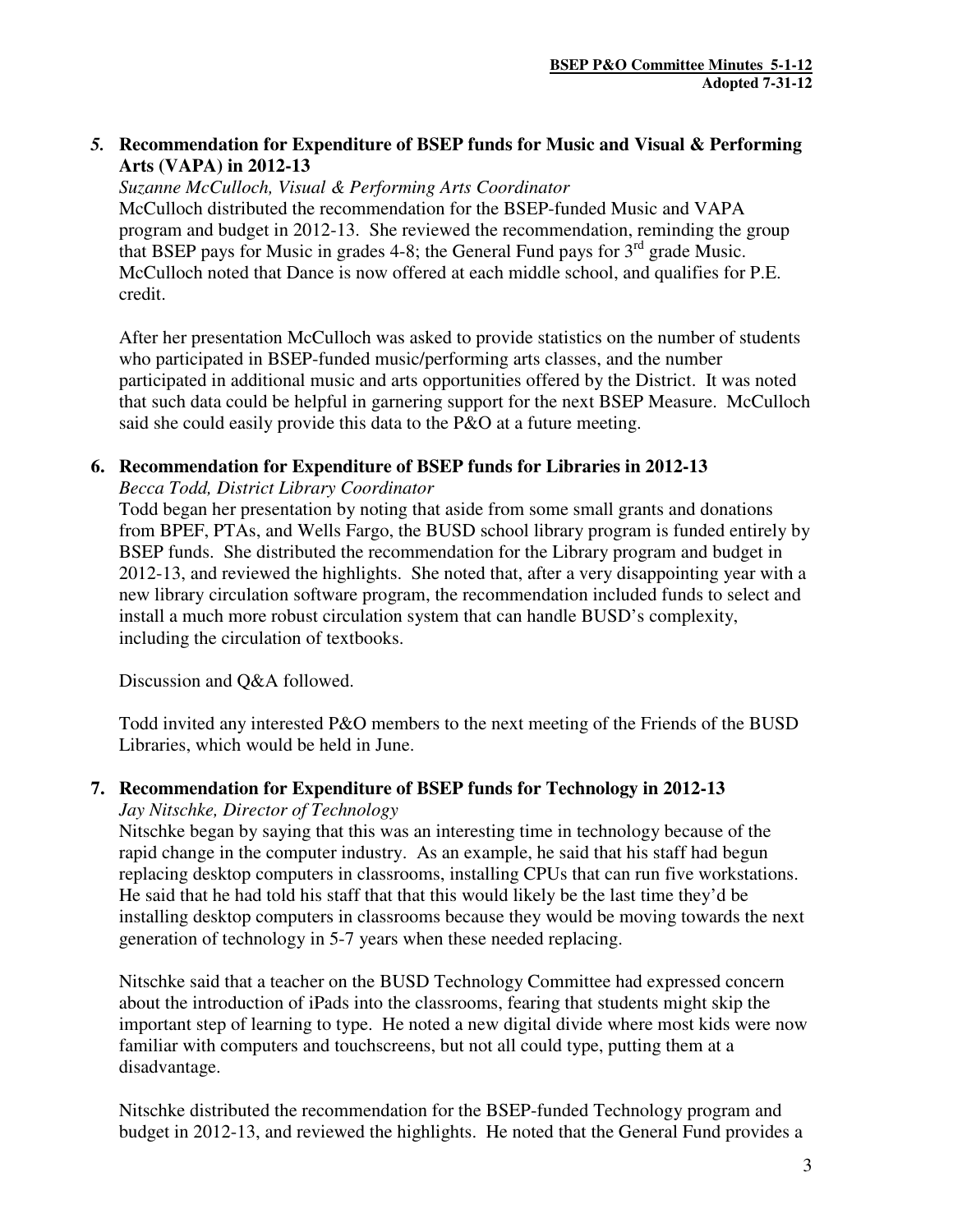**5. Recommendation for Expenditure of BSEP funds for Music and Visual & Performing Arts (VAPA) in 2012-13**

*Suzanne McCulloch, Visual & Performing Arts Coordinator*

McCulloch distributed the recommendation for the BSEP-funded Music and VAPA program and budget in 2012-13. She reviewed the recommendation, reminding the group that BSEP pays for Music in grades 4-8; the General Fund pays for 3rd grade Music. McCulloch noted that Dance is now offered at each middle school, and qualifies for P.E. credit.

After her presentation McCulloch was asked to provide statistics on the number of students who participated in BSEP-funded music/performing arts classes, and the number participated in additional music and arts opportunities offered by the District. It was noted that such data could be helpful in garnering support for the next BSEP Measure. McCulloch said she could easily provide this data to the P&O at a future meeting.

**6. Recommendation for Expenditure of BSEP funds for Libraries in 2012-13**

*Becca Todd, District Library Coordinator*

Todd began her presentation by noting that aside from some small grants and donations from BPEF, PTAs, and Wells Fargo, the BUSD school library program is funded entirely by BSEP funds. She distributed the recommendation for the Library program and budget in 2012-13, and reviewed the highlights. She noted that, after a very disappointing year with a new library circulation software program, the recommendation included funds to select and install a much more robust circulation system that can handle BUSD's complexity, including the circulation of textbooks.

Discussion and Q&A followed.

Todd invited any interested P&O members to the next meeting of the Friends of the BUSD Libraries, which would be held in June.

**7. Recommendation for Expenditure of BSEP funds for Technology in 2012-13**

*Jay Nitschke, Director of Technology*

Nitschke began by saying that this was an interesting time in technology because of the rapid change in the computer industry. As an example, he said that his staff had begun replacing desktop computers in classrooms, installing CPUs that can run five workstations. He said that he had told his staff that that this would likely be the last time they'd be installing desktop computers in classrooms because they would be moving towards the next generation of technology in 5-7 years when these needed replacing.

Nitschke said that a teacher on the BUSD Technology Committee had expressed concern about the introduction of iPads into the classrooms, fearing that students might skip the important step of learning to type. He noted a new digital divide where most kids were now familiar with computers and touchscreens, but not all could type, putting them at a disadvantage.

Nitschke distributed the recommendation for the BSEP-funded Technology program and budget in 2012-13, and reviewed the highlights. He noted that the General Fund provides a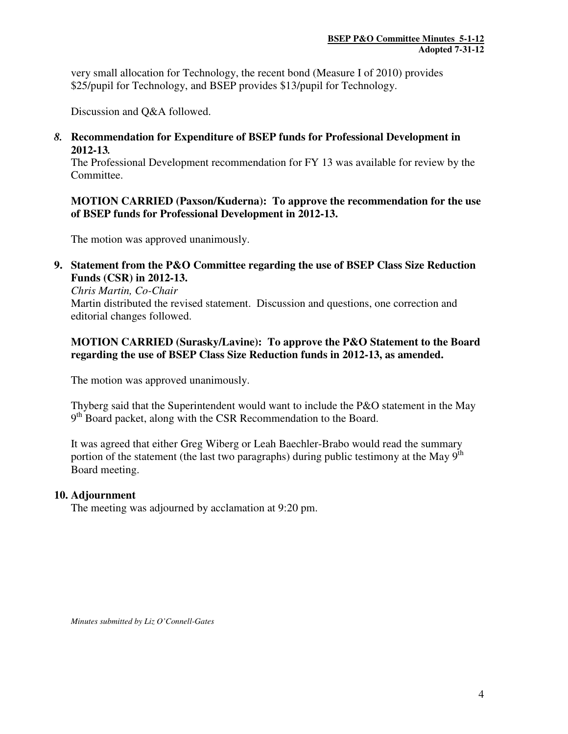very small allocation for Technology, the recent bond (Measure I of 2010) provides $25/pupil for Technology, and BSEP provides $13/pupil for Technology.

Discussion and Q&A followed.

***8.*** **Recommendation for Expenditure of BSEP funds for Professional Development in 2012-13*.***

The Professional Development recommendation for FY 13 was available for review by the Committee.

**MOTION CARRIED (Paxson/Kuderna): To approve the recommendation for the use of BSEP funds for Professional Development in 2012-13.**

The motion was approved unanimously.

**9. Statement from the P&O Committee regarding the use of BSEP Class Size Reduction Funds (CSR) in 2012-13.**

*Chris Martin, Co-Chair*

Martin distributed the revised statement. Discussion and questions, one correction and editorial changes followed.

**MOTION CARRIED (Surasky/Lavine): To approve the P&O Statement to the Board regarding the use of BSEP Class Size Reduction funds in 2012-13, as amended.**

The motion was approved unanimously.

Thyberg said that the Superintendent would want to include the P&O statement in the May 9th Board packet, along with the CSR Recommendation to the Board.

It was agreed that either Greg Wiberg or Leah Baechler-Brabo would read the summary portion of the statement (the last two paragraphs) during public testimony at the May 9th Board meeting.

**10. Adjournment**

The meeting was adjourned by acclamation at 9:20 pm.

*Minutes submitted by Liz O'Connell-Gates*